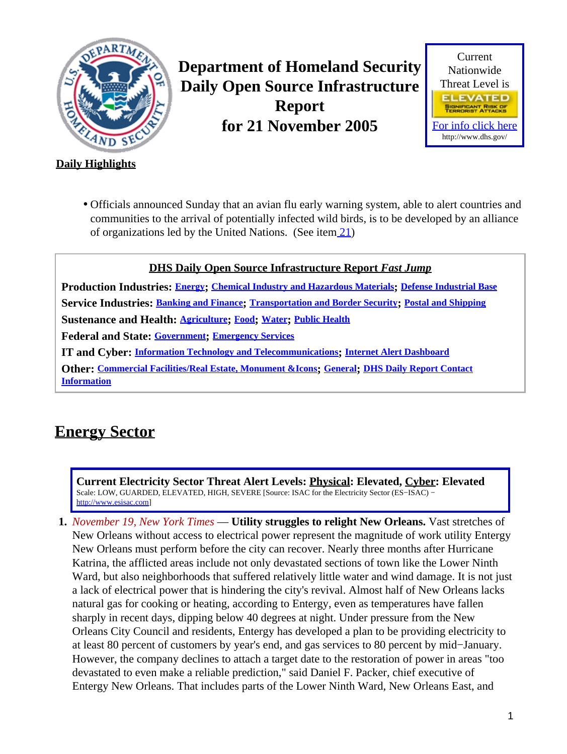# Department of Homeland Security Daily Open Source Infrastructure Report for 21 November 2005

Current Nationwide Threat Level is

ELEVATED

SIGNIFICANT RISK OF TERRORIST ATTACKS

For info click here

http://www.dhs.gov/

## Daily Highlights

- Officials announced Sunday that an avian flu early warning system, able to alert countries and communities to the arrival of potentially infected wild birds, is to be developed by an alliance of organizations led by the United Nations. (See item 21)

**DHS Daily Open Source Infrastructure Report *Fast Jump***

**Production Industries:** Energy; Chemical Industry and Hazardous Materials; Defense Industrial Base

**Service Industries:** Banking and Finance; Transportation and Border Security; Postal and Shipping

**Sustenance and Health:** Agriculture; Food; Water; Public Health

**Federal and State:** Government; Emergency Services

**IT and Cyber:** Information Technology and Telecommunications; Internet Alert Dashboard

**Other:** Commercial Facilities/Real Estate, Monument &Icons; General; DHS Daily Report Contact Information

## Energy Sector

**Current Electricity Sector Threat Alert Levels: Physical: Elevated, Cyber: Elevated**
Scale: LOW, GUARDED, ELEVATED, HIGH, SEVERE [Source: ISAC for the Electricity Sector (ES−ISAC) − http://www.esisac.com]

1. *November 19, New York Times* — **Utility struggles to relight New Orleans.** Vast stretches of New Orleans without access to electrical power represent the magnitude of work utility Entergy New Orleans must perform before the city can recover. Nearly three months after Hurricane Katrina, the afflicted areas include not only devastated sections of town like the Lower Ninth Ward, but also neighborhoods that suffered relatively little water and wind damage. It is not just a lack of electrical power that is hindering the city's revival. Almost half of New Orleans lacks natural gas for cooking or heating, according to Entergy, even as temperatures have fallen sharply in recent days, dipping below 40 degrees at night. Under pressure from the New Orleans City Council and residents, Entergy has developed a plan to be providing electricity to at least 80 percent of customers by year's end, and gas services to 80 percent by mid−January. However, the company declines to attach a target date to the restoration of power in areas "too devastated to even make a reliable prediction," said Daniel F. Packer, chief executive of Entergy New Orleans. That includes parts of the Lower Ninth Ward, New Orleans East, and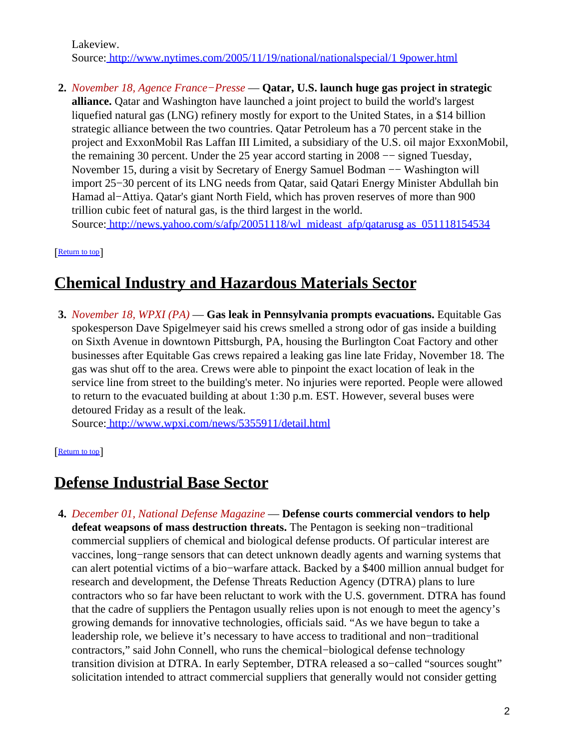Lakeview.
Source: [http://www.nytimes.com/2005/11/19/national/nationalspecial/1 9power.html](http://www.nytimes.com/2005/11/19/national/nationalspecial/19power.html)

2. *November 18, Agence France−Presse* — **Qatar, U.S. launch huge gas project in strategic alliance.** Qatar and Washington have launched a joint project to build the world's largest liquefied natural gas (LNG) refinery mostly for export to the United States, in a $14 billion strategic alliance between the two countries. Qatar Petroleum has a 70 percent stake in the project and ExxonMobil Ras Laffan III Limited, a subsidiary of the U.S. oil major ExxonMobil, the remaining 30 percent. Under the 25 year accord starting in 2008 −− signed Tuesday, November 15, during a visit by Secretary of Energy Samuel Bodman −− Washington will import 25−30 percent of its LNG needs from Qatar, said Qatari Energy Minister Abdullah bin Hamad al−Attiya. Qatar's giant North Field, which has proven reserves of more than 900 trillion cubic feet of natural gas, is the third largest in the world.
Source: [http://news.yahoo.com/s/afp/20051118/wl_mideast_afp/qatarusg as_051118154534](http://news.yahoo.com/s/afp/20051118/wl_mideast_afp/qatarusgas_051118154534)

[Return to top]

## Chemical Industry and Hazardous Materials Sector

3. *November 18, WPXI (PA)* — **Gas leak in Pennsylvania prompts evacuations.** Equitable Gas spokesperson Dave Spigelmeyer said his crews smelled a strong odor of gas inside a building on Sixth Avenue in downtown Pittsburgh, PA, housing the Burlington Coat Factory and other businesses after Equitable Gas crews repaired a leaking gas line late Friday, November 18. The gas was shut off to the area. Crews were able to pinpoint the exact location of leak in the service line from street to the building's meter. No injuries were reported. People were allowed to return to the evacuated building at about 1:30 p.m. EST. However, several buses were detoured Friday as a result of the leak.
Source: [http://www.wpxi.com/news/5355911/detail.html](http://www.wpxi.com/news/5355911/detail.html)

[Return to top]

## Defense Industrial Base Sector

4. *December 01, National Defense Magazine* — **Defense courts commercial vendors to help defeat weapsons of mass destruction threats.** The Pentagon is seeking non−traditional commercial suppliers of chemical and biological defense products. Of particular interest are vaccines, long−range sensors that can detect unknown deadly agents and warning systems that can alert potential victims of a bio−warfare attack. Backed by a $400 million annual budget for research and development, the Defense Threats Reduction Agency (DTRA) plans to lure contractors who so far have been reluctant to work with the U.S. government. DTRA has found that the cadre of suppliers the Pentagon usually relies upon is not enough to meet the agency's growing demands for innovative technologies, officials said. "As we have begun to take a leadership role, we believe it's necessary to have access to traditional and non−traditional contractors," said John Connell, who runs the chemical−biological defense technology transition division at DTRA. In early September, DTRA released a so−called "sources sought" solicitation intended to attract commercial suppliers that generally would not consider getting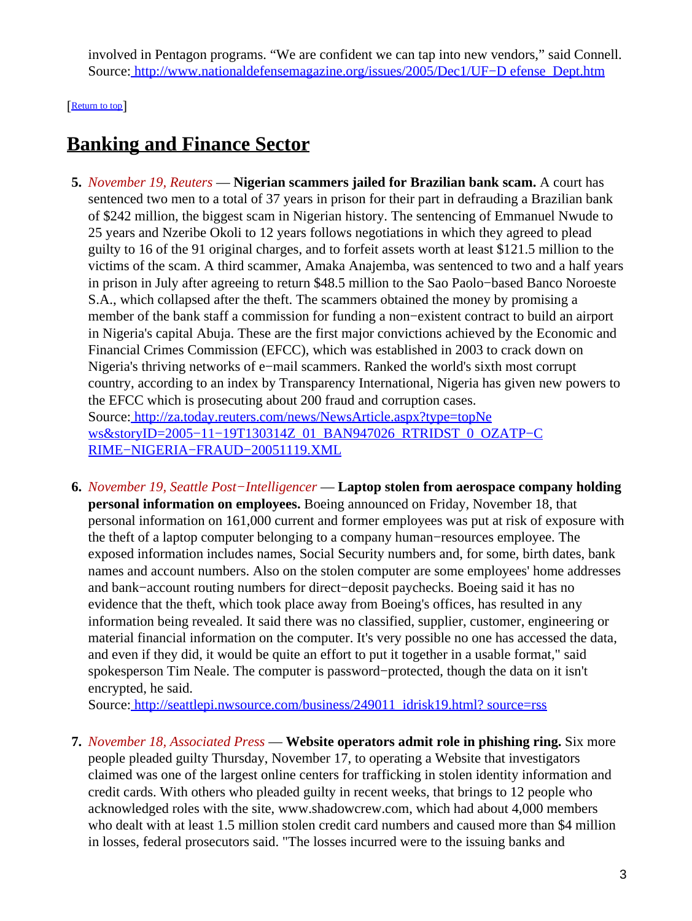involved in Pentagon programs. “We are confident we can tap into new vendors,” said Connell.
Source: [http://www.nationaldefensemagazine.org/issues/2005/Dec1/UF−D efense_Dept.htm](http://www.nationaldefensemagazine.org/issues/2005/Dec1/UF-Defense_Dept.htm)

[[Return to top](#)]

## Banking and Finance Sector

5. *November 19, Reuters* — **Nigerian scammers jailed for Brazilian bank scam.** A court has sentenced two men to a total of 37 years in prison for their part in defrauding a Brazilian bank of $242 million, the biggest scam in Nigerian history. The sentencing of Emmanuel Nwude to 25 years and Nzeribe Okoli to 12 years follows negotiations in which they agreed to plead guilty to 16 of the 91 original charges, and to forfeit assets worth at least $121.5 million to the victims of the scam. A third scammer, Amaka Anajemba, was sentenced to two and a half years in prison in July after agreeing to return $48.5 million to the Sao Paolo−based Banco Noroeste S.A., which collapsed after the theft. The scammers obtained the money by promising a member of the bank staff a commission for funding a non−existent contract to build an airport in Nigeria's capital Abuja. These are the first major convictions achieved by the Economic and Financial Crimes Commission (EFCC), which was established in 2003 to crack down on Nigeria's thriving networks of e−mail scammers. Ranked the world's sixth most corrupt country, according to an index by Transparency International, Nigeria has given new powers to the EFCC which is prosecuting about 200 fraud and corruption cases.
Source: [http://za.today.reuters.com/news/NewsArticle.aspx?type=topNe ws&storyID=2005−11−19T130314Z_01_BAN947026_RTRIDST_0_OZATP−C RIME−NIGERIA−FRAUD−20051119.XML](http://za.today.reuters.com/news/NewsArticle.aspx?type=topNews&storyID=2005-11-19T130314Z_01_BAN947026_RTRIDST_0_OZATP-CRIME-NIGERIA-FRAUD-20051119.XML)

6. *November 19, Seattle Post−Intelligencer* — **Laptop stolen from aerospace company holding personal information on employees.** Boeing announced on Friday, November 18, that personal information on 161,000 current and former employees was put at risk of exposure with the theft of a laptop computer belonging to a company human−resources employee. The exposed information includes names, Social Security numbers and, for some, birth dates, bank names and account numbers. Also on the stolen computer are some employees' home addresses and bank−account routing numbers for direct−deposit paychecks. Boeing said it has no evidence that the theft, which took place away from Boeing's offices, has resulted in any information being revealed. It said there was no classified, supplier, customer, engineering or material financial information on the computer. It's very possible no one has accessed the data, and even if they did, it would be quite an effort to put it together in a usable format," said spokesperson Tim Neale. The computer is password−protected, though the data on it isn't encrypted, he said.
Source: [http://seattlepi.nwsource.com/business/249011_idrisk19.html? source=rss](http://seattlepi.nwsource.com/business/249011_idrisk19.html?source=rss)

7. *November 18, Associated Press* — **Website operators admit role in phishing ring.** Six more people pleaded guilty Thursday, November 17, to operating a Website that investigators claimed was one of the largest online centers for trafficking in stolen identity information and credit cards. With others who pleaded guilty in recent weeks, that brings to 12 people who acknowledged roles with the site, www.shadowcrew.com, which had about 4,000 members who dealt with at least 1.5 million stolen credit card numbers and caused more than $4 million in losses, federal prosecutors said. "The losses incurred were to the issuing banks and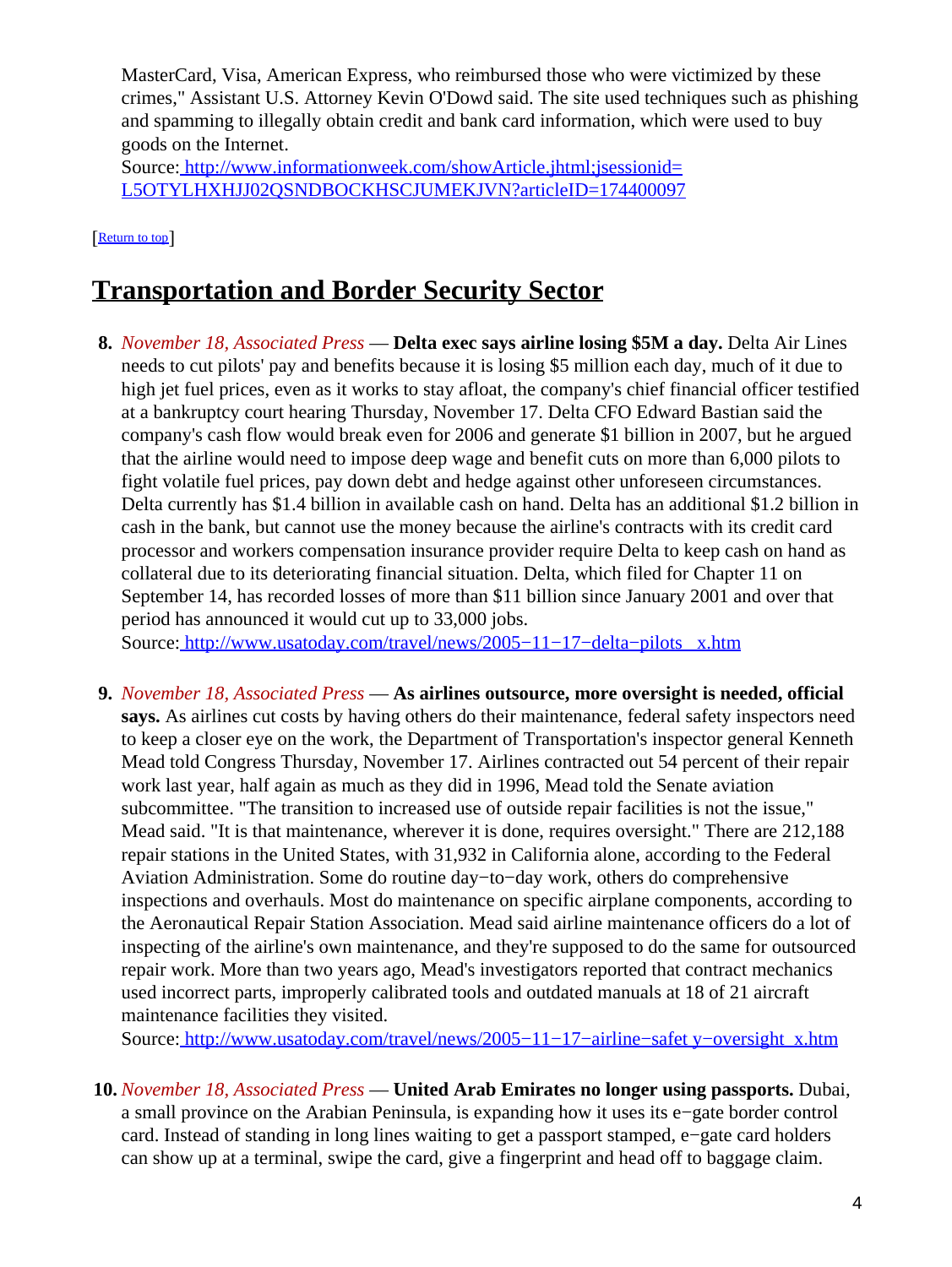MasterCard, Visa, American Express, who reimbursed those who were victimized by these crimes," Assistant U.S. Attorney Kevin O'Dowd said. The site used techniques such as phishing and spamming to illegally obtain credit and bank card information, which were used to buy goods on the Internet.
Source: [http://www.informationweek.com/showArticle.jhtml;jsessionid=L5OTYLHXHJJ02QSNDBOCKHSCJUMEKJVN?articleID=174400097](http://www.informationweek.com/showArticle.jhtml;jsessionid=L5OTYLHXHJJ02QSNDBOCKHSCJUMEKJVN?articleID=174400097)

[Return to top]

## Transportation and Border Security Sector

8. *November 18, Associated Press* — **Delta exec says airline losing $5M a day.** Delta Air Lines needs to cut pilots' pay and benefits because it is losing $5 million each day, much of it due to high jet fuel prices, even as it works to stay afloat, the company's chief financial officer testified at a bankruptcy court hearing Thursday, November 17. Delta CFO Edward Bastian said the company's cash flow would break even for 2006 and generate $1 billion in 2007, but he argued that the airline would need to impose deep wage and benefit cuts on more than 6,000 pilots to fight volatile fuel prices, pay down debt and hedge against other unforeseen circumstances. Delta currently has $1.4 billion in available cash on hand. Delta has an additional $1.2 billion in cash in the bank, but cannot use the money because the airline's contracts with its credit card processor and workers compensation insurance provider require Delta to keep cash on hand as collateral due to its deteriorating financial situation. Delta, which filed for Chapter 11 on September 14, has recorded losses of more than $11 billion since January 2001 and over that period has announced it would cut up to 33,000 jobs.
Source: [http://www.usatoday.com/travel/news/2005−11−17−delta−pilots_x.htm](http://www.usatoday.com/travel/news/2005-11-17-delta-pilots_x.htm)

9. *November 18, Associated Press* — **As airlines outsource, more oversight is needed, official says.** As airlines cut costs by having others do their maintenance, federal safety inspectors need to keep a closer eye on the work, the Department of Transportation's inspector general Kenneth Mead told Congress Thursday, November 17. Airlines contracted out 54 percent of their repair work last year, half again as much as they did in 1996, Mead told the Senate aviation subcommittee. "The transition to increased use of outside repair facilities is not the issue," Mead said. "It is that maintenance, wherever it is done, requires oversight." There are 212,188 repair stations in the United States, with 31,932 in California alone, according to the Federal Aviation Administration. Some do routine day−to−day work, others do comprehensive inspections and overhauls. Most do maintenance on specific airplane components, according to the Aeronautical Repair Station Association. Mead said airline maintenance officers do a lot of inspecting of the airline's own maintenance, and they're supposed to do the same for outsourced repair work. More than two years ago, Mead's investigators reported that contract mechanics used incorrect parts, improperly calibrated tools and outdated manuals at 18 of 21 aircraft maintenance facilities they visited.
Source: [http://www.usatoday.com/travel/news/2005−11−17−airline−safet y−oversight_x.htm](http://www.usatoday.com/travel/news/2005-11-17-airline-safety-oversight_x.htm)

10. *November 18, Associated Press* — **United Arab Emirates no longer using passports.** Dubai, a small province on the Arabian Peninsula, is expanding how it uses its e−gate border control card. Instead of standing in long lines waiting to get a passport stamped, e−gate card holders can show up at a terminal, swipe the card, give a fingerprint and head off to baggage claim.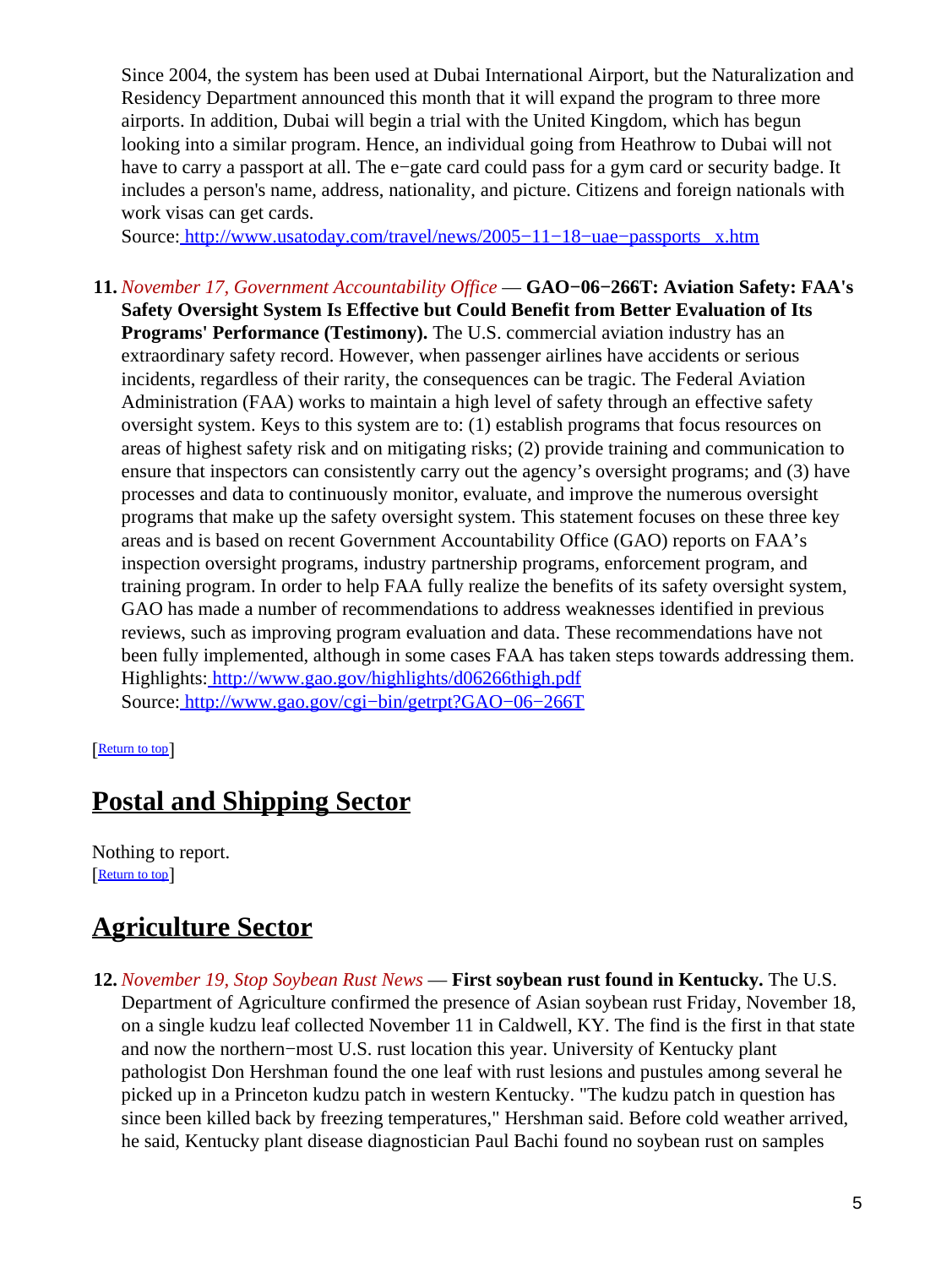Since 2004, the system has been used at Dubai International Airport, but the Naturalization and Residency Department announced this month that it will expand the program to three more airports. In addition, Dubai will begin a trial with the United Kingdom, which has begun looking into a similar program. Hence, an individual going from Heathrow to Dubai will not have to carry a passport at all. The e−gate card could pass for a gym card or security badge. It includes a person's name, address, nationality, and picture. Citizens and foreign nationals with work visas can get cards.
Source: http://www.usatoday.com/travel/news/2005−11−18−uae−passports_x.htm

11. *November 17, Government Accountability Office* — **GAO−06−266T: Aviation Safety: FAA's Safety Oversight System Is Effective but Could Benefit from Better Evaluation of Its Programs' Performance (Testimony).** The U.S. commercial aviation industry has an extraordinary safety record. However, when passenger airlines have accidents or serious incidents, regardless of their rarity, the consequences can be tragic. The Federal Aviation Administration (FAA) works to maintain a high level of safety through an effective safety oversight system. Keys to this system are to: (1) establish programs that focus resources on areas of highest safety risk and on mitigating risks; (2) provide training and communication to ensure that inspectors can consistently carry out the agency's oversight programs; and (3) have processes and data to continuously monitor, evaluate, and improve the numerous oversight programs that make up the safety oversight system. This statement focuses on these three key areas and is based on recent Government Accountability Office (GAO) reports on FAA's inspection oversight programs, industry partnership programs, enforcement program, and training program. In order to help FAA fully realize the benefits of its safety oversight system, GAO has made a number of recommendations to address weaknesses identified in previous reviews, such as improving program evaluation and data. These recommendations have not been fully implemented, although in some cases FAA has taken steps towards addressing them.
Highlights: http://www.gao.gov/highlights/d06266thigh.pdf
Source: http://www.gao.gov/cgi−bin/getrpt?GAO−06−266T

[Return to top]

## Postal and Shipping Sector

Nothing to report.
[Return to top]

## Agriculture Sector

12. *November 19, Stop Soybean Rust News* — **First soybean rust found in Kentucky.** The U.S. Department of Agriculture confirmed the presence of Asian soybean rust Friday, November 18, on a single kudzu leaf collected November 11 in Caldwell, KY. The find is the first in that state and now the northern−most U.S. rust location this year. University of Kentucky plant pathologist Don Hershman found the one leaf with rust lesions and pustules among several he picked up in a Princeton kudzu patch in western Kentucky. "The kudzu patch in question has since been killed back by freezing temperatures," Hershman said. Before cold weather arrived, he said, Kentucky plant disease diagnostician Paul Bachi found no soybean rust on samples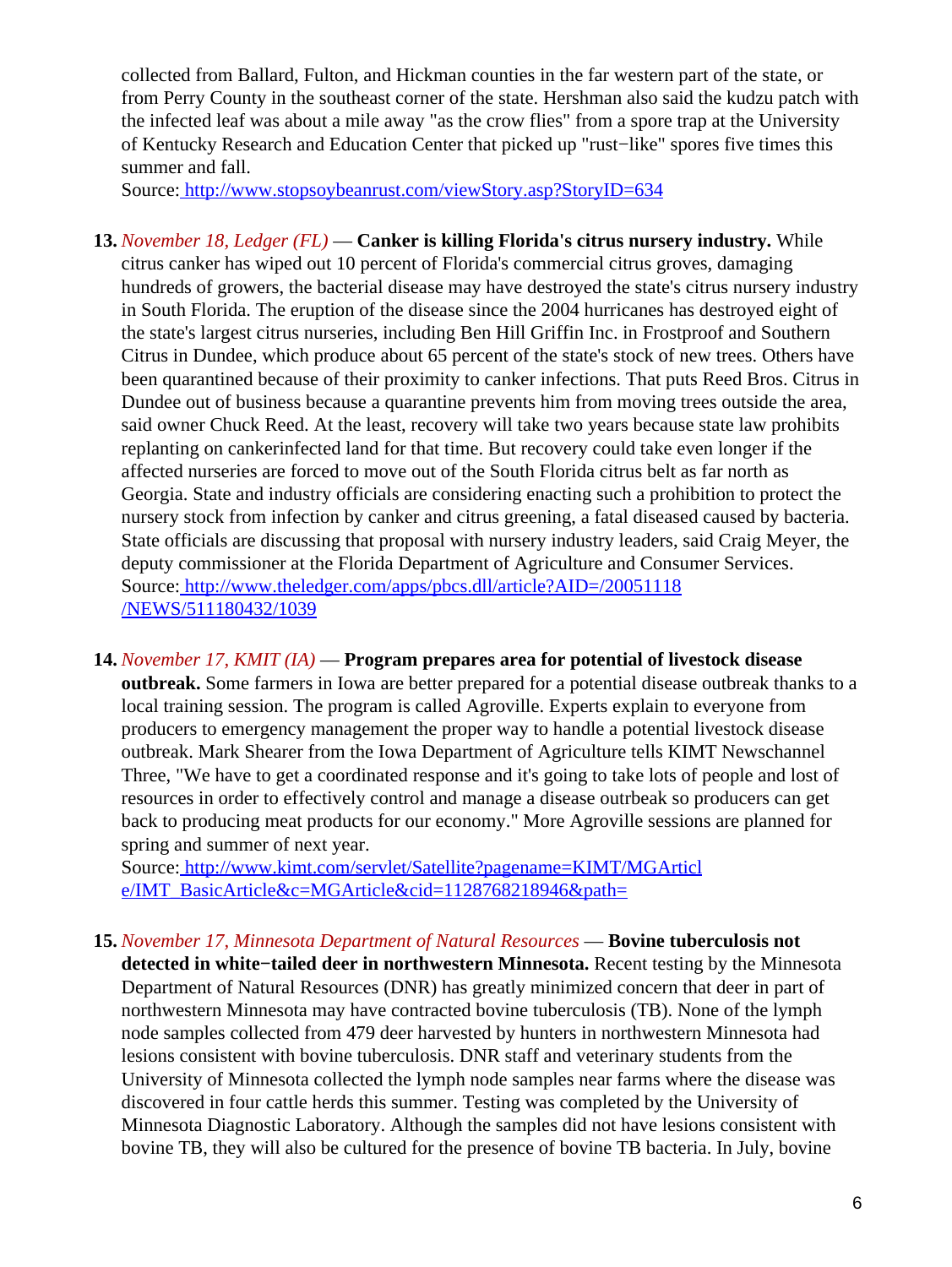collected from Ballard, Fulton, and Hickman counties in the far western part of the state, or from Perry County in the southeast corner of the state. Hershman also said the kudzu patch with the infected leaf was about a mile away "as the crow flies" from a spore trap at the University of Kentucky Research and Education Center that picked up "rust−like" spores five times this summer and fall.
Source: http://www.stopsoybeanrust.com/viewStory.asp?StoryID=634

13. *November 18, Ledger (FL)* — **Canker is killing Florida's citrus nursery industry.** While citrus canker has wiped out 10 percent of Florida's commercial citrus groves, damaging hundreds of growers, the bacterial disease may have destroyed the state's citrus nursery industry in South Florida. The eruption of the disease since the 2004 hurricanes has destroyed eight of the state's largest citrus nurseries, including Ben Hill Griffin Inc. in Frostproof and Southern Citrus in Dundee, which produce about 65 percent of the state's stock of new trees. Others have been quarantined because of their proximity to canker infections. That puts Reed Bros. Citrus in Dundee out of business because a quarantine prevents him from moving trees outside the area, said owner Chuck Reed. At the least, recovery will take two years because state law prohibits replanting on cankerinfected land for that time. But recovery could take even longer if the affected nurseries are forced to move out of the South Florida citrus belt as far north as Georgia. State and industry officials are considering enacting such a prohibition to protect the nursery stock from infection by canker and citrus greening, a fatal diseased caused by bacteria. State officials are discussing that proposal with nursery industry leaders, said Craig Meyer, the deputy commissioner at the Florida Department of Agriculture and Consumer Services.
Source: http://www.theledger.com/apps/pbcs.dll/article?AID=/20051118/NEWS/511180432/1039

14. *November 17, KMIT (IA)* — **Program prepares area for potential of livestock disease outbreak.** Some farmers in Iowa are better prepared for a potential disease outbreak thanks to a local training session. The program is called Agroville. Experts explain to everyone from producers to emergency management the proper way to handle a potential livestock disease outbreak. Mark Shearer from the Iowa Department of Agriculture tells KIMT Newschannel Three, "We have to get a coordinated response and it's going to take lots of people and lost of resources in order to effectively control and manage a disease outrbeak so producers can get back to producing meat products for our economy." More Agroville sessions are planned for spring and summer of next year.
Source: http://www.kimt.com/servlet/Satellite?pagename=KIMT/MGArticle/IMT_BasicArticle&c=MGArticle&cid=1128768218946&path=

15. *November 17, Minnesota Department of Natural Resources* — **Bovine tuberculosis not detected in white−tailed deer in northwestern Minnesota.** Recent testing by the Minnesota Department of Natural Resources (DNR) has greatly minimized concern that deer in part of northwestern Minnesota may have contracted bovine tuberculosis (TB). None of the lymph node samples collected from 479 deer harvested by hunters in northwestern Minnesota had lesions consistent with bovine tuberculosis. DNR staff and veterinary students from the University of Minnesota collected the lymph node samples near farms where the disease was discovered in four cattle herds this summer. Testing was completed by the University of Minnesota Diagnostic Laboratory. Although the samples did not have lesions consistent with bovine TB, they will also be cultured for the presence of bovine TB bacteria. In July, bovine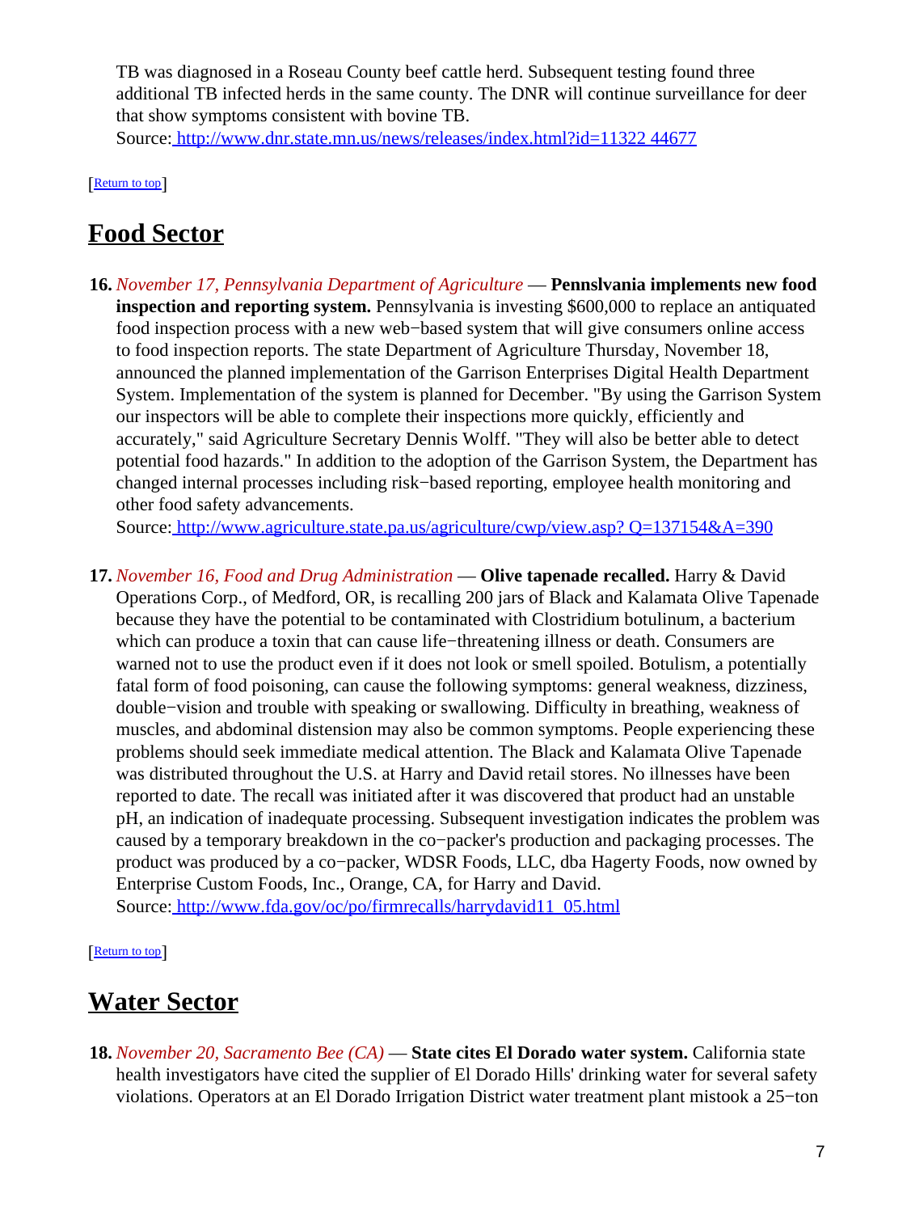TB was diagnosed in a Roseau County beef cattle herd. Subsequent testing found three additional TB infected herds in the same county. The DNR will continue surveillance for deer that show symptoms consistent with bovine TB.
Source: http://www.dnr.state.mn.us/news/releases/index.html?id=11322 44677

[Return to top]

## Food Sector

**16.** *November 17, Pennsylvania Department of Agriculture* — **Pennslvania implements new food inspection and reporting system.** Pennsylvania is investing $600,000 to replace an antiquated food inspection process with a new web−based system that will give consumers online access to food inspection reports. The state Department of Agriculture Thursday, November 18, announced the planned implementation of the Garrison Enterprises Digital Health Department System. Implementation of the system is planned for December. "By using the Garrison System our inspectors will be able to complete their inspections more quickly, efficiently and accurately," said Agriculture Secretary Dennis Wolff. "They will also be better able to detect potential food hazards." In addition to the adoption of the Garrison System, the Department has changed internal processes including risk−based reporting, employee health monitoring and other food safety advancements.
Source: http://www.agriculture.state.pa.us/agriculture/cwp/view.asp? Q=137154&A=390

**17.** *November 16, Food and Drug Administration* — **Olive tapenade recalled.** Harry & David Operations Corp., of Medford, OR, is recalling 200 jars of Black and Kalamata Olive Tapenade because they have the potential to be contaminated with Clostridium botulinum, a bacterium which can produce a toxin that can cause life−threatening illness or death. Consumers are warned not to use the product even if it does not look or smell spoiled. Botulism, a potentially fatal form of food poisoning, can cause the following symptoms: general weakness, dizziness, double−vision and trouble with speaking or swallowing. Difficulty in breathing, weakness of muscles, and abdominal distension may also be common symptoms. People experiencing these problems should seek immediate medical attention. The Black and Kalamata Olive Tapenade was distributed throughout the U.S. at Harry and David retail stores. No illnesses have been reported to date. The recall was initiated after it was discovered that product had an unstable pH, an indication of inadequate processing. Subsequent investigation indicates the problem was caused by a temporary breakdown in the co−packer's production and packaging processes. The product was produced by a co−packer, WDSR Foods, LLC, dba Hagerty Foods, now owned by Enterprise Custom Foods, Inc., Orange, CA, for Harry and David.
Source: http://www.fda.gov/oc/po/firmrecalls/harrydavid11_05.html

[Return to top]

## Water Sector

**18.** *November 20, Sacramento Bee (CA)* — **State cites El Dorado water system.** California state health investigators have cited the supplier of El Dorado Hills' drinking water for several safety violations. Operators at an El Dorado Irrigation District water treatment plant mistook a 25−ton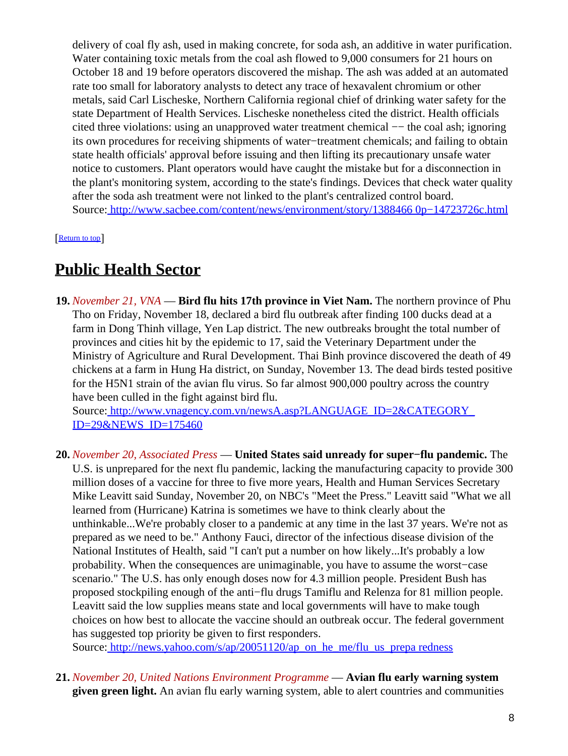delivery of coal fly ash, used in making concrete, for soda ash, an additive in water purification. Water containing toxic metals from the coal ash flowed to 9,000 consumers for 21 hours on October 18 and 19 before operators discovered the mishap. The ash was added at an automated rate too small for laboratory analysts to detect any trace of hexavalent chromium or other metals, said Carl Lischeske, Northern California regional chief of drinking water safety for the state Department of Health Services. Lischeske nonetheless cited the district. Health officials cited three violations: using an unapproved water treatment chemical −− the coal ash; ignoring its own procedures for receiving shipments of water−treatment chemicals; and failing to obtain state health officials' approval before issuing and then lifting its precautionary unsafe water notice to customers. Plant operators would have caught the mistake but for a disconnection in the plant's monitoring system, according to the state's findings. Devices that check water quality after the soda ash treatment were not linked to the plant's centralized control board.
Source: http://www.sacbee.com/content/news/environment/story/1388466 0p−14723726c.html

[Return to top]

## Public Health Sector

19. *November 21, VNA* — **Bird flu hits 17th province in Viet Nam.** The northern province of Phu Tho on Friday, November 18, declared a bird flu outbreak after finding 100 ducks dead at a farm in Dong Thinh village, Yen Lap district. The new outbreaks brought the total number of provinces and cities hit by the epidemic to 17, said the Veterinary Department under the Ministry of Agriculture and Rural Development. Thai Binh province discovered the death of 49 chickens at a farm in Hung Ha district, on Sunday, November 13. The dead birds tested positive for the H5N1 strain of the avian flu virus. So far almost 900,000 poultry across the country have been culled in the fight against bird flu.
Source: http://www.vnagency.com.vn/newsA.asp?LANGUAGE_ID=2&CATEGORY_ID=29&NEWS_ID=175460

20. *November 20, Associated Press* — **United States said unready for super−flu pandemic.** The U.S. is unprepared for the next flu pandemic, lacking the manufacturing capacity to provide 300 million doses of a vaccine for three to five more years, Health and Human Services Secretary Mike Leavitt said Sunday, November 20, on NBC's "Meet the Press." Leavitt said "What we all learned from (Hurricane) Katrina is sometimes we have to think clearly about the unthinkable...We're probably closer to a pandemic at any time in the last 37 years. We're not as prepared as we need to be." Anthony Fauci, director of the infectious disease division of the National Institutes of Health, said "I can't put a number on how likely...It's probably a low probability. When the consequences are unimaginable, you have to assume the worst−case scenario." The U.S. has only enough doses now for 4.3 million people. President Bush has proposed stockpiling enough of the anti−flu drugs Tamiflu and Relenza for 81 million people. Leavitt said the low supplies means state and local governments will have to make tough choices on how best to allocate the vaccine should an outbreak occur. The federal government has suggested top priority be given to first responders.
Source: http://news.yahoo.com/s/ap/20051120/ap_on_he_me/flu_us_prepa redness

21. *November 20, United Nations Environment Programme* — **Avian flu early warning system given green light.** An avian flu early warning system, able to alert countries and communities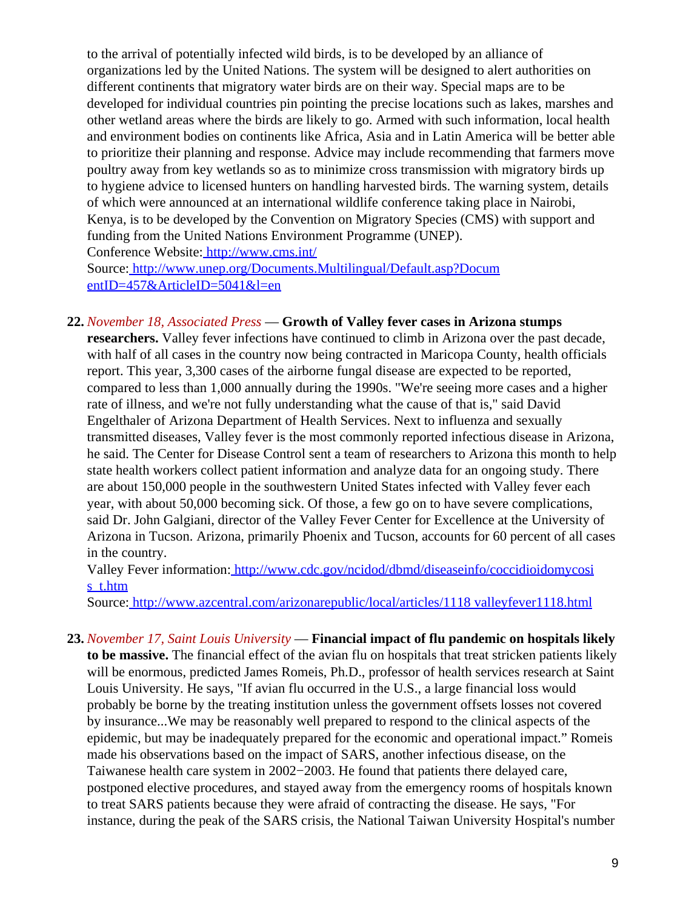to the arrival of potentially infected wild birds, is to be developed by an alliance of organizations led by the United Nations. The system will be designed to alert authorities on different continents that migratory water birds are on their way. Special maps are to be developed for individual countries pin pointing the precise locations such as lakes, marshes and other wetland areas where the birds are likely to go. Armed with such information, local health and environment bodies on continents like Africa, Asia and in Latin America will be better able to prioritize their planning and response. Advice may include recommending that farmers move poultry away from key wetlands so as to minimize cross transmission with migratory birds up to hygiene advice to licensed hunters on handling harvested birds. The warning system, details of which were announced at an international wildlife conference taking place in Nairobi, Kenya, is to be developed by the Convention on Migratory Species (CMS) with support and funding from the United Nations Environment Programme (UNEP).
Conference Website: http://www.cms.int/
Source: http://www.unep.org/Documents.Multilingual/Default.asp?DocumentID=457&ArticleID=5041&l=en

22. *November 18, Associated Press* — **Growth of Valley fever cases in Arizona stumps researchers.** Valley fever infections have continued to climb in Arizona over the past decade, with half of all cases in the country now being contracted in Maricopa County, health officials report. This year, 3,300 cases of the airborne fungal disease are expected to be reported, compared to less than 1,000 annually during the 1990s. "We're seeing more cases and a higher rate of illness, and we're not fully understanding what the cause of that is," said David Engelthaler of Arizona Department of Health Services. Next to influenza and sexually transmitted diseases, Valley fever is the most commonly reported infectious disease in Arizona, he said. The Center for Disease Control sent a team of researchers to Arizona this month to help state health workers collect patient information and analyze data for an ongoing study. There are about 150,000 people in the southwestern United States infected with Valley fever each year, with about 50,000 becoming sick. Of those, a few go on to have severe complications, said Dr. John Galgiani, director of the Valley Fever Center for Excellence at the University of Arizona in Tucson. Arizona, primarily Phoenix and Tucson, accounts for 60 percent of all cases in the country.
Valley Fever information: http://www.cdc.gov/ncidod/dbmd/diseaseinfo/coccidioidomycosis_t.htm
Source: http://www.azcentral.com/arizonarepublic/local/articles/1118 valleyfever1118.html

23. *November 17, Saint Louis University* — **Financial impact of flu pandemic on hospitals likely to be massive.** The financial effect of the avian flu on hospitals that treat stricken patients likely will be enormous, predicted James Romeis, Ph.D., professor of health services research at Saint Louis University. He says, "If avian flu occurred in the U.S., a large financial loss would probably be borne by the treating institution unless the government offsets losses not covered by insurance...We may be reasonably well prepared to respond to the clinical aspects of the epidemic, but may be inadequately prepared for the economic and operational impact." Romeis made his observations based on the impact of SARS, another infectious disease, on the Taiwanese health care system in 2002−2003. He found that patients there delayed care, postponed elective procedures, and stayed away from the emergency rooms of hospitals known to treat SARS patients because they were afraid of contracting the disease. He says, "For instance, during the peak of the SARS crisis, the National Taiwan University Hospital's number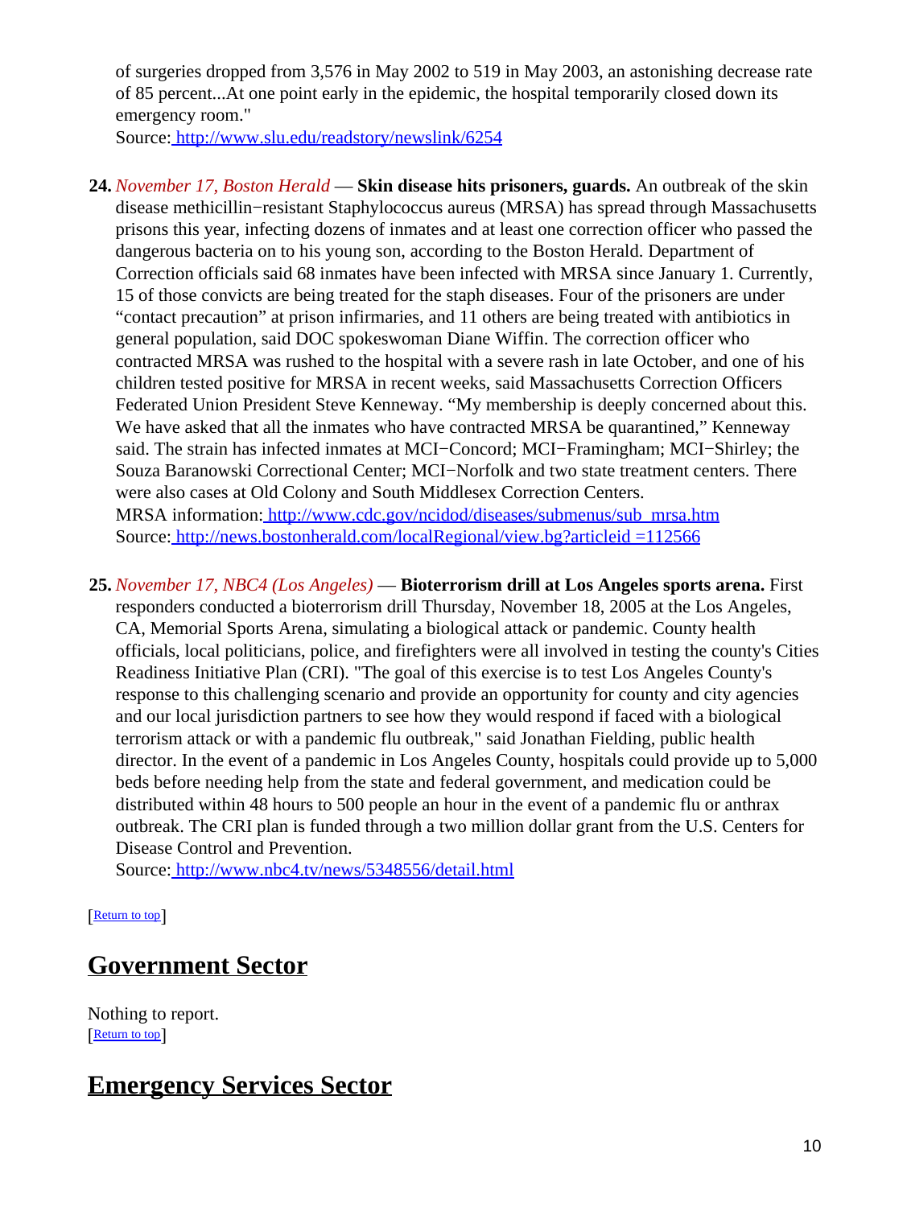of surgeries dropped from 3,576 in May 2002 to 519 in May 2003, an astonishing decrease rate of 85 percent...At one point early in the epidemic, the hospital temporarily closed down its emergency room."
Source: http://www.slu.edu/readstory/newslink/6254

24. *November 17, Boston Herald* — **Skin disease hits prisoners, guards.** An outbreak of the skin disease methicillin−resistant Staphylococcus aureus (MRSA) has spread through Massachusetts prisons this year, infecting dozens of inmates and at least one correction officer who passed the dangerous bacteria on to his young son, according to the Boston Herald. Department of Correction officials said 68 inmates have been infected with MRSA since January 1. Currently, 15 of those convicts are being treated for the staph diseases. Four of the prisoners are under "contact precaution" at prison infirmaries, and 11 others are being treated with antibiotics in general population, said DOC spokeswoman Diane Wiffin. The correction officer who contracted MRSA was rushed to the hospital with a severe rash in late October, and one of his children tested positive for MRSA in recent weeks, said Massachusetts Correction Officers Federated Union President Steve Kenneway. "My membership is deeply concerned about this. We have asked that all the inmates who have contracted MRSA be quarantined," Kenneway said. The strain has infected inmates at MCI−Concord; MCI−Framingham; MCI−Shirley; the Souza Baranowski Correctional Center; MCI−Norfolk and two state treatment centers. There were also cases at Old Colony and South Middlesex Correction Centers.
MRSA information: http://www.cdc.gov/ncidod/diseases/submenus/sub_mrsa.htm
Source: http://news.bostonherald.com/localRegional/view.bg?articleid =112566

25. *November 17, NBC4 (Los Angeles)* — **Bioterrorism drill at Los Angeles sports arena.** First responders conducted a bioterrorism drill Thursday, November 18, 2005 at the Los Angeles, CA, Memorial Sports Arena, simulating a biological attack or pandemic. County health officials, local politicians, police, and firefighters were all involved in testing the county's Cities Readiness Initiative Plan (CRI). "The goal of this exercise is to test Los Angeles County's response to this challenging scenario and provide an opportunity for county and city agencies and our local jurisdiction partners to see how they would respond if faced with a biological terrorism attack or with a pandemic flu outbreak," said Jonathan Fielding, public health director. In the event of a pandemic in Los Angeles County, hospitals could provide up to 5,000 beds before needing help from the state and federal government, and medication could be distributed within 48 hours to 500 people an hour in the event of a pandemic flu or anthrax outbreak. The CRI plan is funded through a two million dollar grant from the U.S. Centers for Disease Control and Prevention.
Source: http://www.nbc4.tv/news/5348556/detail.html

[Return to top]

## Government Sector

Nothing to report.
[Return to top]

## Emergency Services Sector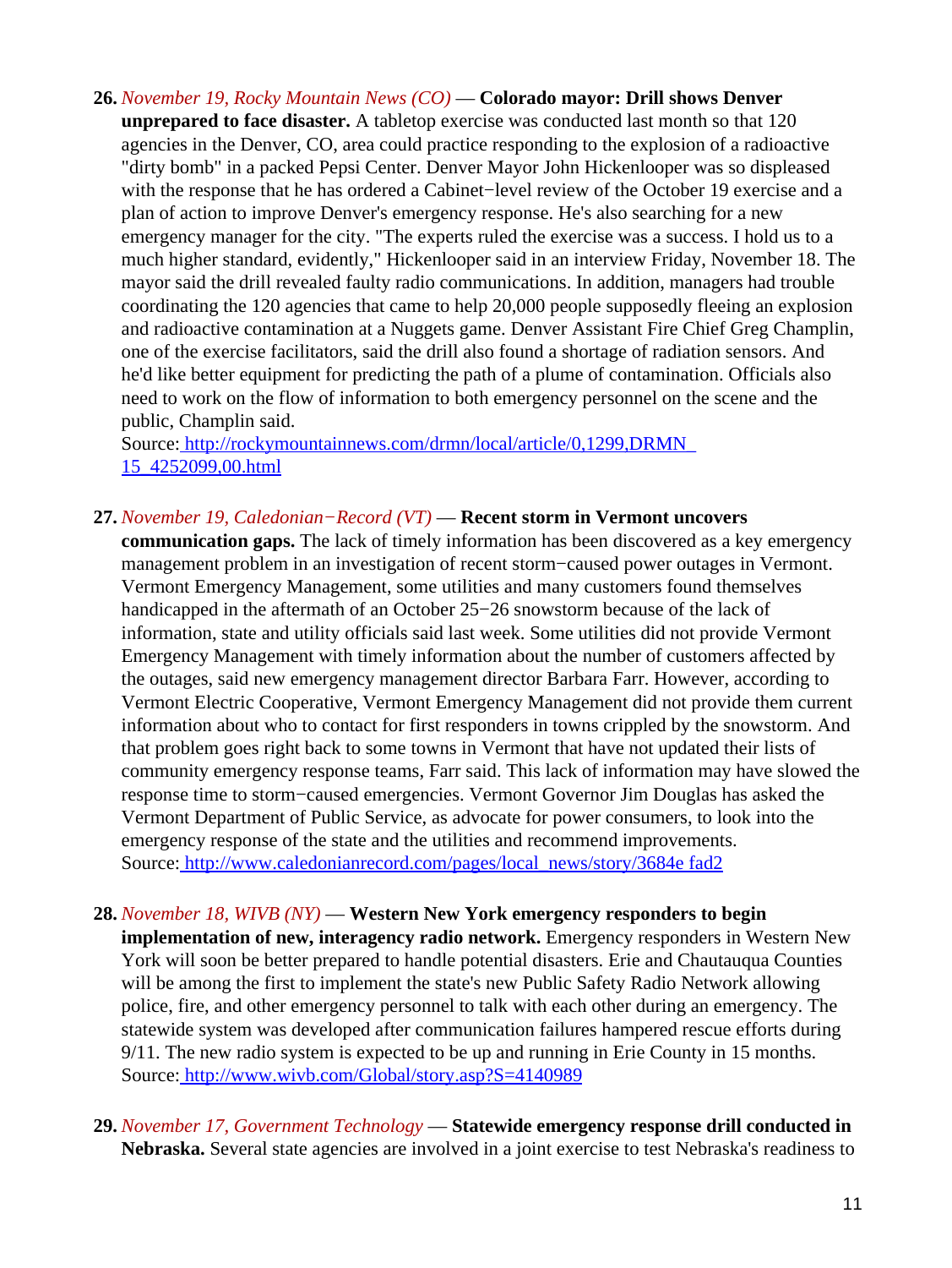26. *November 19, Rocky Mountain News (CO)* — **Colorado mayor: Drill shows Denver unprepared to face disaster.** A tabletop exercise was conducted last month so that 120 agencies in the Denver, CO, area could practice responding to the explosion of a radioactive "dirty bomb" in a packed Pepsi Center. Denver Mayor John Hickenlooper was so displeased with the response that he has ordered a Cabinet−level review of the October 19 exercise and a plan of action to improve Denver's emergency response. He's also searching for a new emergency manager for the city. "The experts ruled the exercise was a success. I hold us to a much higher standard, evidently," Hickenlooper said in an interview Friday, November 18. The mayor said the drill revealed faulty radio communications. In addition, managers had trouble coordinating the 120 agencies that came to help 20,000 people supposedly fleeing an explosion and radioactive contamination at a Nuggets game. Denver Assistant Fire Chief Greg Champlin, one of the exercise facilitators, said the drill also found a shortage of radiation sensors. And he'd like better equipment for predicting the path of a plume of contamination. Officials also need to work on the flow of information to both emergency personnel on the scene and the public, Champlin said.
Source: http://rockymountainnews.com/drmn/local/article/0,1299,DRMN_15_4252099,00.html

27. *November 19, Caledonian−Record (VT)* — **Recent storm in Vermont uncovers communication gaps.** The lack of timely information has been discovered as a key emergency management problem in an investigation of recent storm−caused power outages in Vermont. Vermont Emergency Management, some utilities and many customers found themselves handicapped in the aftermath of an October 25−26 snowstorm because of the lack of information, state and utility officials said last week. Some utilities did not provide Vermont Emergency Management with timely information about the number of customers affected by the outages, said new emergency management director Barbara Farr. However, according to Vermont Electric Cooperative, Vermont Emergency Management did not provide them current information about who to contact for first responders in towns crippled by the snowstorm. And that problem goes right back to some towns in Vermont that have not updated their lists of community emergency response teams, Farr said. This lack of information may have slowed the response time to storm−caused emergencies. Vermont Governor Jim Douglas has asked the Vermont Department of Public Service, as advocate for power consumers, to look into the emergency response of the state and the utilities and recommend improvements.
Source: http://www.caledonianrecord.com/pages/local_news/story/3684e fad2

28. *November 18, WIVB (NY)* — **Western New York emergency responders to begin implementation of new, interagency radio network.** Emergency responders in Western New York will soon be better prepared to handle potential disasters. Erie and Chautauqua Counties will be among the first to implement the state's new Public Safety Radio Network allowing police, fire, and other emergency personnel to talk with each other during an emergency. The statewide system was developed after communication failures hampered rescue efforts during 9/11. The new radio system is expected to be up and running in Erie County in 15 months.
Source: http://www.wivb.com/Global/story.asp?S=4140989

29. *November 17, Government Technology* — **Statewide emergency response drill conducted in Nebraska.** Several state agencies are involved in a joint exercise to test Nebraska's readiness to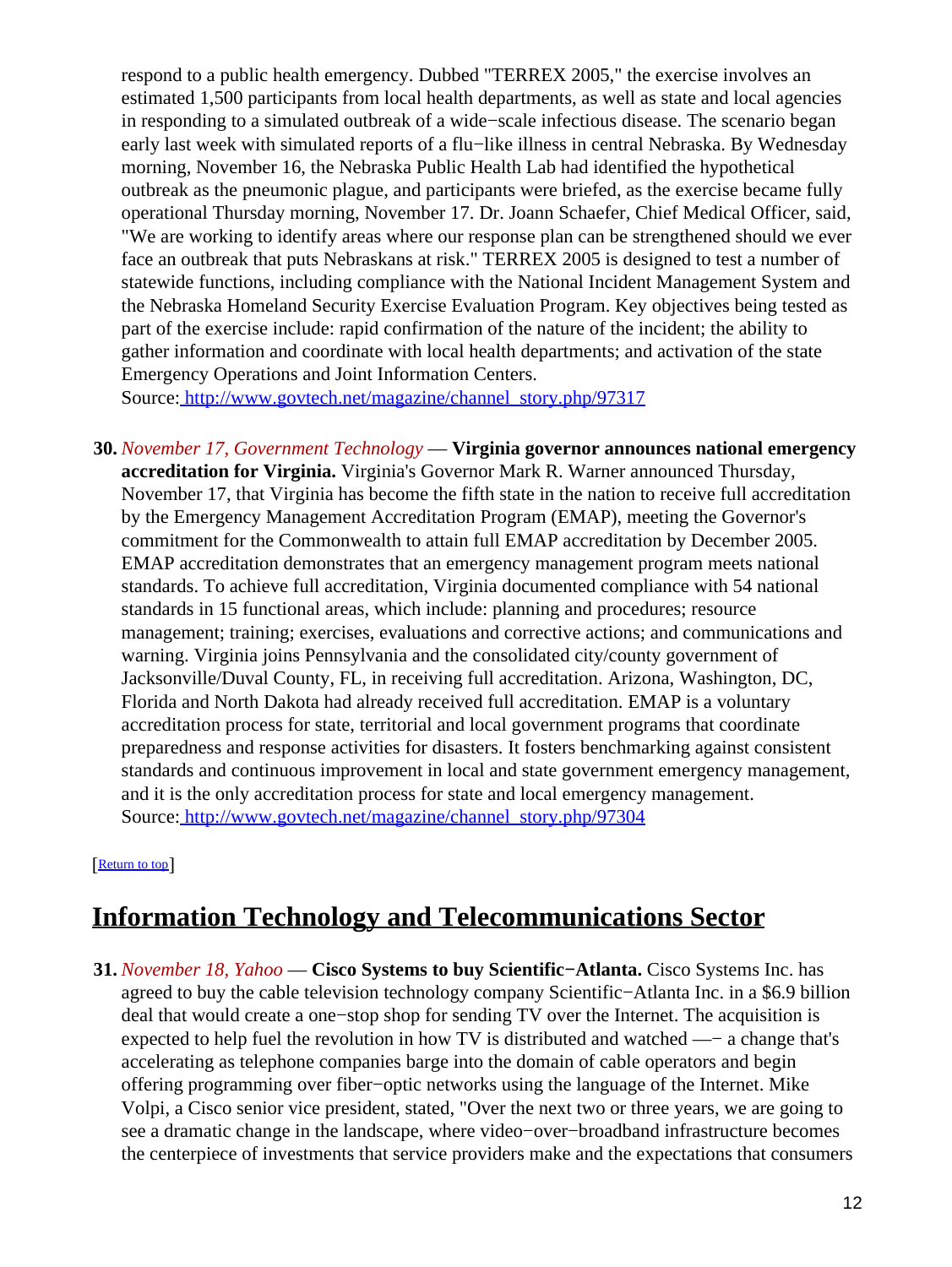respond to a public health emergency. Dubbed "TERREX 2005," the exercise involves an estimated 1,500 participants from local health departments, as well as state and local agencies in responding to a simulated outbreak of a wide−scale infectious disease. The scenario began early last week with simulated reports of a flu−like illness in central Nebraska. By Wednesday morning, November 16, the Nebraska Public Health Lab had identified the hypothetical outbreak as the pneumonic plague, and participants were briefed, as the exercise became fully operational Thursday morning, November 17. Dr. Joann Schaefer, Chief Medical Officer, said, "We are working to identify areas where our response plan can be strengthened should we ever face an outbreak that puts Nebraskans at risk." TERREX 2005 is designed to test a number of statewide functions, including compliance with the National Incident Management System and the Nebraska Homeland Security Exercise Evaluation Program. Key objectives being tested as part of the exercise include: rapid confirmation of the nature of the incident; the ability to gather information and coordinate with local health departments; and activation of the state Emergency Operations and Joint Information Centers.
Source: http://www.govtech.net/magazine/channel_story.php/97317

30. *November 17, Government Technology* — **Virginia governor announces national emergency accreditation for Virginia.** Virginia's Governor Mark R. Warner announced Thursday, November 17, that Virginia has become the fifth state in the nation to receive full accreditation by the Emergency Management Accreditation Program (EMAP), meeting the Governor's commitment for the Commonwealth to attain full EMAP accreditation by December 2005. EMAP accreditation demonstrates that an emergency management program meets national standards. To achieve full accreditation, Virginia documented compliance with 54 national standards in 15 functional areas, which include: planning and procedures; resource management; training; exercises, evaluations and corrective actions; and communications and warning. Virginia joins Pennsylvania and the consolidated city/county government of Jacksonville/Duval County, FL, in receiving full accreditation. Arizona, Washington, DC, Florida and North Dakota had already received full accreditation. EMAP is a voluntary accreditation process for state, territorial and local government programs that coordinate preparedness and response activities for disasters. It fosters benchmarking against consistent standards and continuous improvement in local and state government emergency management, and it is the only accreditation process for state and local emergency management.
Source: http://www.govtech.net/magazine/channel_story.php/97304

[Return to top]

## Information Technology and Telecommunications Sector

31. *November 18, Yahoo* — **Cisco Systems to buy Scientific−Atlanta.** Cisco Systems Inc. has agreed to buy the cable television technology company Scientific−Atlanta Inc. in a $6.9 billion deal that would create a one−stop shop for sending TV over the Internet. The acquisition is expected to help fuel the revolution in how TV is distributed and watched —− a change that's accelerating as telephone companies barge into the domain of cable operators and begin offering programming over fiber−optic networks using the language of the Internet. Mike Volpi, a Cisco senior vice president, stated, "Over the next two or three years, we are going to see a dramatic change in the landscape, where video−over−broadband infrastructure becomes the centerpiece of investments that service providers make and the expectations that consumers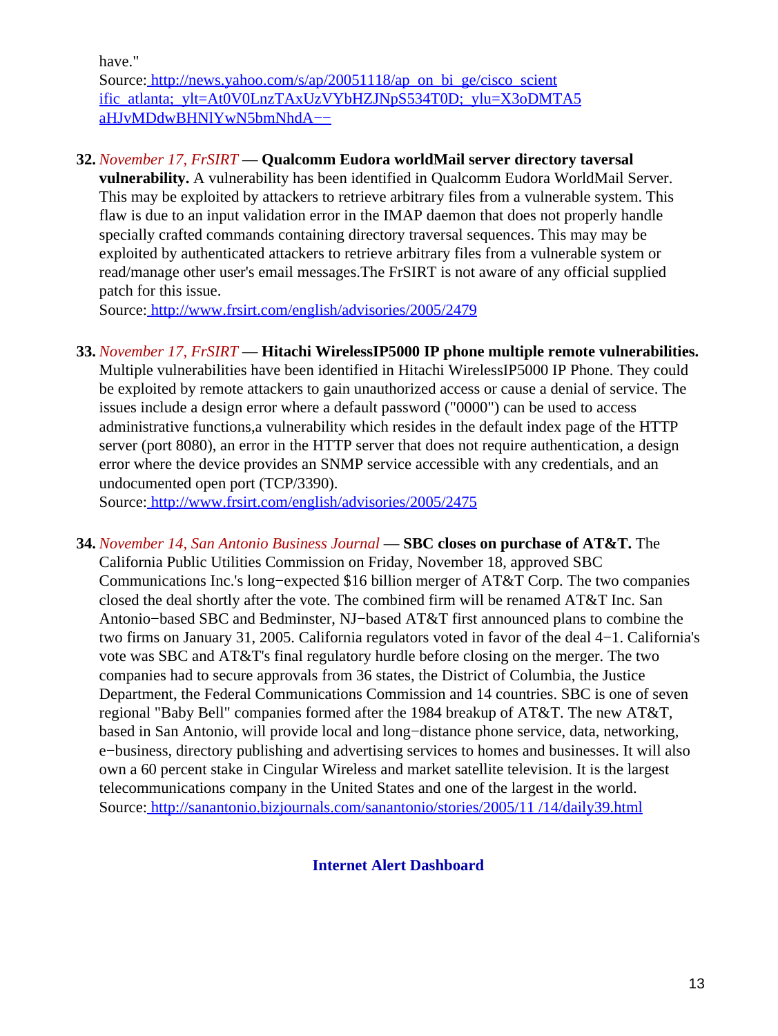have."
Source: http://news.yahoo.com/s/ap/20051118/ap_on_bi_ge/cisco_scientific_atlanta;_ylt=At0V0LnzTAxUzVYbHZJNpS534T0D;_ylu=X3oDMTA5aHJvMDdwBHNlYwN5bmNhdA−−

32. *November 17, FrSIRT* — **Qualcomm Eudora worldMail server directory taversal vulnerability.** A vulnerability has been identified in Qualcomm Eudora WorldMail Server. This may be exploited by attackers to retrieve arbitrary files from a vulnerable system. This flaw is due to an input validation error in the IMAP daemon that does not properly handle specially crafted commands containing directory traversal sequences. This may may be exploited by authenticated attackers to retrieve arbitrary files from a vulnerable system or read/manage other user's email messages.The FrSIRT is not aware of any official supplied patch for this issue.
Source: http://www.frsirt.com/english/advisories/2005/2479

33. *November 17, FrSIRT* — **Hitachi WirelessIP5000 IP phone multiple remote vulnerabilities.** Multiple vulnerabilities have been identified in Hitachi WirelessIP5000 IP Phone. They could be exploited by remote attackers to gain unauthorized access or cause a denial of service. The issues include a design error where a default password ("0000") can be used to access administrative functions,a vulnerability which resides in the default index page of the HTTP server (port 8080), an error in the HTTP server that does not require authentication, a design error where the device provides an SNMP service accessible with any credentials, and an undocumented open port (TCP/3390).
Source: http://www.frsirt.com/english/advisories/2005/2475

34. *November 14, San Antonio Business Journal* — **SBC closes on purchase of AT&T.** The California Public Utilities Commission on Friday, November 18, approved SBC Communications Inc.'s long−expected $16 billion merger of AT&T Corp. The two companies closed the deal shortly after the vote. The combined firm will be renamed AT&T Inc. San Antonio−based SBC and Bedminster, NJ−based AT&T first announced plans to combine the two firms on January 31, 2005. California regulators voted in favor of the deal 4−1. California's vote was SBC and AT&T's final regulatory hurdle before closing on the merger. The two companies had to secure approvals from 36 states, the District of Columbia, the Justice Department, the Federal Communications Commission and 14 countries. SBC is one of seven regional "Baby Bell" companies formed after the 1984 breakup of AT&T. The new AT&T, based in San Antonio, will provide local and long−distance phone service, data, networking, e−business, directory publishing and advertising services to homes and businesses. It will also own a 60 percent stake in Cingular Wireless and market satellite television. It is the largest telecommunications company in the United States and one of the largest in the world.
Source: http://sanantonio.bizjournals.com/sanantonio/stories/2005/11 /14/daily39.html

## Internet Alert Dashboard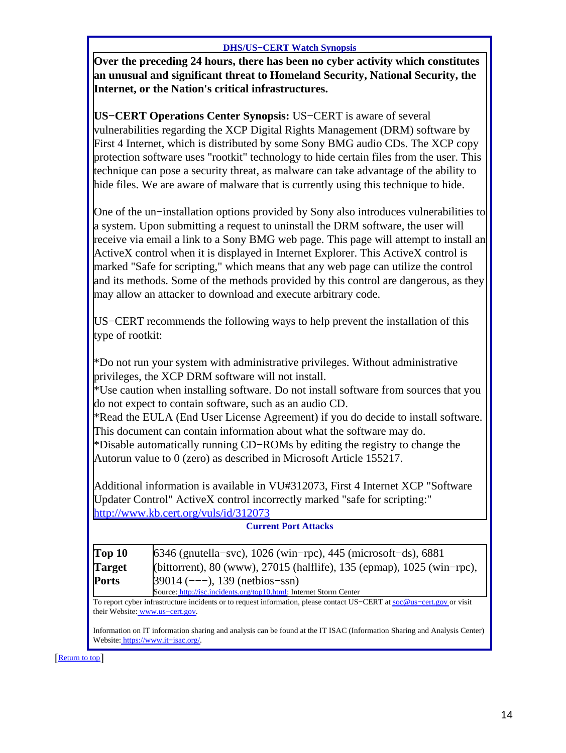**DHS/US−CERT Watch Synopsis**

**Over the preceding 24 hours, there has been no cyber activity which constitutes an unusual and significant threat to Homeland Security, National Security, the Internet, or the Nation's critical infrastructures.**

**US−CERT Operations Center Synopsis:** US−CERT is aware of several vulnerabilities regarding the XCP Digital Rights Management (DRM) software by First 4 Internet, which is distributed by some Sony BMG audio CDs. The XCP copy protection software uses "rootkit" technology to hide certain files from the user. This technique can pose a security threat, as malware can take advantage of the ability to hide files. We are aware of malware that is currently using this technique to hide.

One of the un−installation options provided by Sony also introduces vulnerabilities to a system. Upon submitting a request to uninstall the DRM software, the user will receive via email a link to a Sony BMG web page. This page will attempt to install an ActiveX control when it is displayed in Internet Explorer. This ActiveX control is marked "Safe for scripting," which means that any web page can utilize the control and its methods. Some of the methods provided by this control are dangerous, as they may allow an attacker to download and execute arbitrary code.

US−CERT recommends the following ways to help prevent the installation of this type of rootkit:

*Do not run your system with administrative privileges. Without administrative privileges, the XCP DRM software will not install.
*Use caution when installing software. Do not install software from sources that you do not expect to contain software, such as an audio CD.
*Read the EULA (End User License Agreement) if you do decide to install software. This document can contain information about what the software may do.
*Disable automatically running CD−ROMs by editing the registry to change the Autorun value to 0 (zero) as described in Microsoft Article 155217.

Additional information is available in VU#312073, First 4 Internet XCP "Software Updater Control" ActiveX control incorrectly marked "safe for scripting:" http://www.kb.cert.org/vuls/id/312073

**Current Port Attacks**

| | |
|---|---|
| **Top 10 Target Ports** | 6346 (gnutella−svc), 1026 (win−rpc), 445 (microsoft−ds), 6881 (bittorrent), 80 (www), 27015 (halflife), 135 (epmap), 1025 (win−rpc), 39014 (−−−), 139 (netbios−ssn)<br>Source: http://isc.incidents.org/top10.html; Internet Storm Center |

To report cyber infrastructure incidents or to request information, please contact US−CERT at soc@us−cert.gov or visit their Website: www.us−cert.gov.

Information on IT information sharing and analysis can be found at the IT ISAC (Information Sharing and Analysis Center) Website: https://www.it−isac.org/.

[Return to top]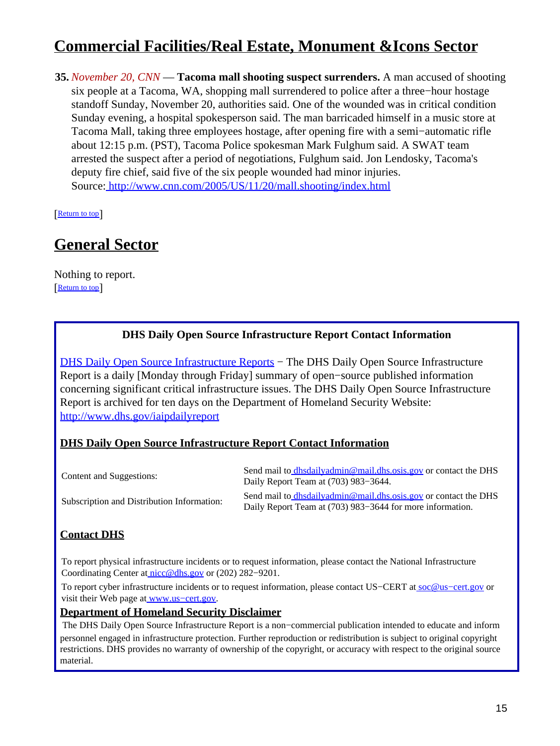## Commercial Facilities/Real Estate, Monument &Icons Sector

**35.** *November 20, CNN* — **Tacoma mall shooting suspect surrenders.** A man accused of shooting six people at a Tacoma, WA, shopping mall surrendered to police after a three−hour hostage standoff Sunday, November 20, authorities said. One of the wounded was in critical condition Sunday evening, a hospital spokesperson said. The man barricaded himself in a music store at Tacoma Mall, taking three employees hostage, after opening fire with a semi−automatic rifle about 12:15 p.m. (PST), Tacoma Police spokesman Mark Fulghum said. A SWAT team arrested the suspect after a period of negotiations, Fulghum said. Jon Lendosky, Tacoma's deputy fire chief, said five of the six people wounded had minor injuries.
Source: http://www.cnn.com/2005/US/11/20/mall.shooting/index.html

[Return to top]

## General Sector

Nothing to report.
[Return to top]

**DHS Daily Open Source Infrastructure Report Contact Information**

DHS Daily Open Source Infrastructure Reports − The DHS Daily Open Source Infrastructure Report is a daily [Monday through Friday] summary of open−source published information concerning significant critical infrastructure issues. The DHS Daily Open Source Infrastructure Report is archived for ten days on the Department of Homeland Security Website: http://www.dhs.gov/iaipdailyreport

### DHS Daily Open Source Infrastructure Report Contact Information

| | |
|---|---|
| Content and Suggestions: | Send mail to dhsdailyadmin@mail.dhs.osis.gov or contact the DHS Daily Report Team at (703) 983−3644. |
| Subscription and Distribution Information: | Send mail to dhsdailyadmin@mail.dhs.osis.gov or contact the DHS Daily Report Team at (703) 983−3644 for more information. |

### Contact DHS

To report physical infrastructure incidents or to request information, please contact the National Infrastructure Coordinating Center at nicc@dhs.gov or (202) 282−9201.

To report cyber infrastructure incidents or to request information, please contact US−CERT at soc@us−cert.gov or visit their Web page at www.us−cert.gov.

### Department of Homeland Security Disclaimer

The DHS Daily Open Source Infrastructure Report is a non−commercial publication intended to educate and inform personnel engaged in infrastructure protection. Further reproduction or redistribution is subject to original copyright restrictions. DHS provides no warranty of ownership of the copyright, or accuracy with respect to the original source material.